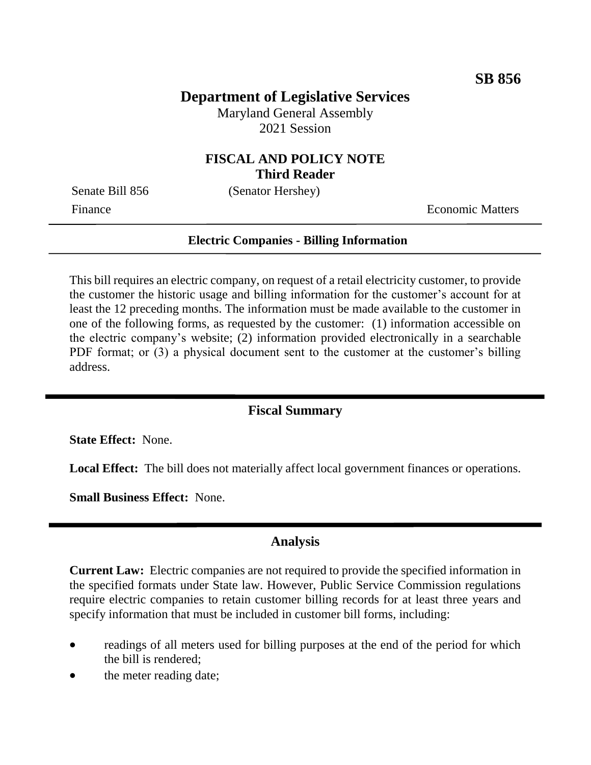**SB 856**

# Department of Legislative Services

Maryland General Assembly
2021 Session

## FISCAL AND POLICY NOTE
**Third Reader**

Senate Bill 856 (Senator Hershey)

Finance Economic Matters

**Electric Companies - Billing Information**

This bill requires an electric company, on request of a retail electricity customer, to provide the customer the historic usage and billing information for the customer's account for at least the 12 preceding months. The information must be made available to the customer in one of the following forms, as requested by the customer: (1) information accessible on the electric company's website; (2) information provided electronically in a searchable PDF format; or (3) a physical document sent to the customer at the customer's billing address.

## Fiscal Summary

**State Effect:** None.

**Local Effect:** The bill does not materially affect local government finances or operations.

**Small Business Effect:** None.

## Analysis

**Current Law:** Electric companies are not required to provide the specified information in the specified formats under State law. However, Public Service Commission regulations require electric companies to retain customer billing records for at least three years and specify information that must be included in customer bill forms, including:

- readings of all meters used for billing purposes at the end of the period for which the bill is rendered;
- the meter reading date;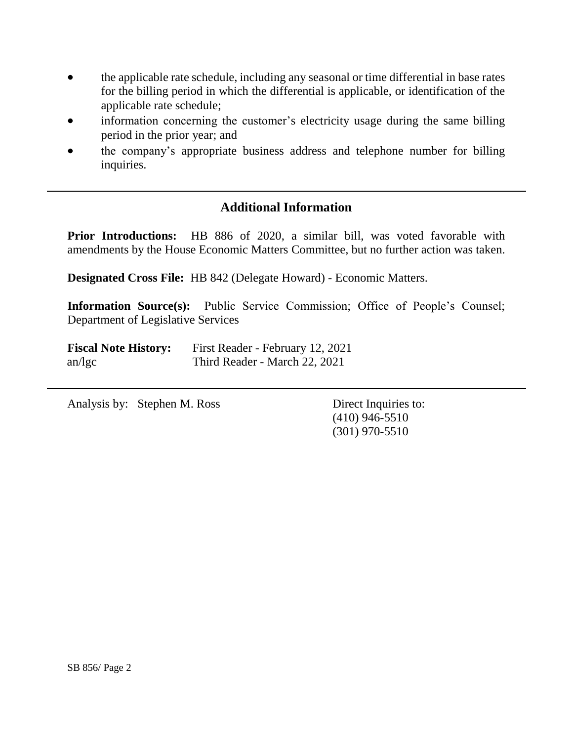- the applicable rate schedule, including any seasonal or time differential in base rates for the billing period in which the differential is applicable, or identification of the applicable rate schedule;
- information concerning the customer's electricity usage during the same billing period in the prior year; and
- the company's appropriate business address and telephone number for billing inquiries.

## Additional Information

**Prior Introductions:** HB 886 of 2020, a similar bill, was voted favorable with amendments by the House Economic Matters Committee, but no further action was taken.

**Designated Cross File:** HB 842 (Delegate Howard) - Economic Matters.

**Information Source(s):** Public Service Commission; Office of People's Counsel; Department of Legislative Services

**Fiscal Note History:** First Reader - February 12, 2021
an/lgc Third Reader - March 22, 2021

Analysis by: Stephen M. Ross

Direct Inquiries to:
(410) 946-5510
(301) 970-5510